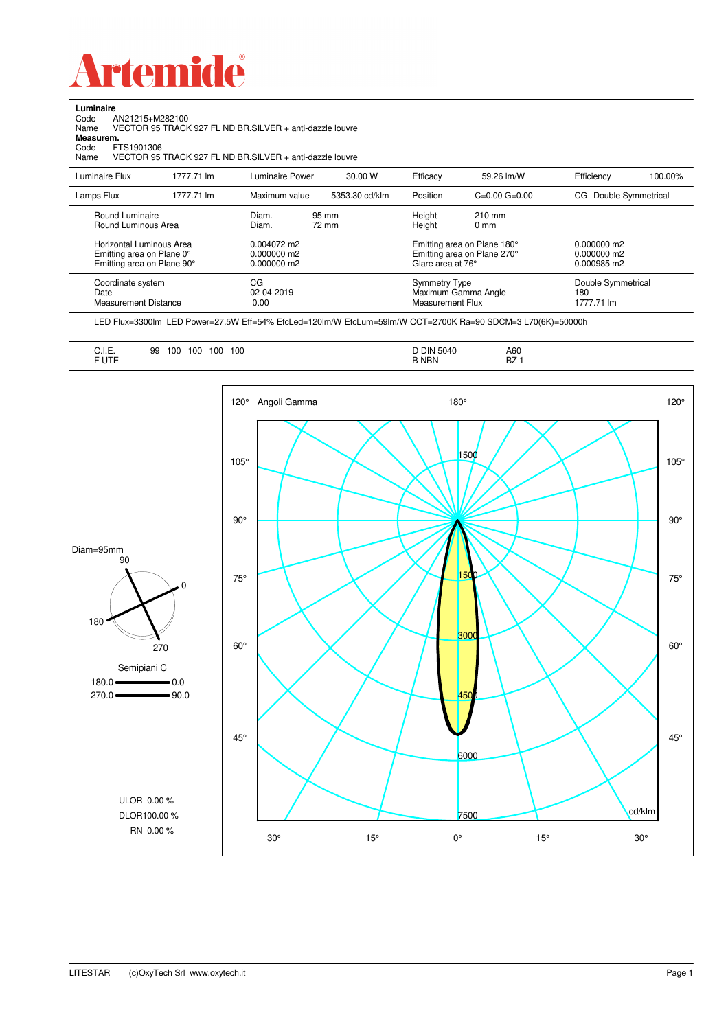# Artemide

**Luminaire**

Code AN21215+M282100

Name VECTOR 95 TRACK 927 FL ND BR.SILVER + anti-dazzle louvre

**Measurem.**

Code FTS1901306

Name VECTOR 95 TRACK 927 FL ND BR.SILVER + anti-dazzle louvre

| Luminaire Flux | 1777.71 lm | Luminaire Power | 30.00 W | Efficacy | 59.26 lm/W | Efficiency | 100.00% |
|---|---|---|---|---|---|---|---|
| Lamps Flux | 1777.71 lm | Maximum value | 5353.30 cd/klm | Position | C=0.00 G=0.00 | CG Double Symmetrical | |

| | | | | |
|---|---|---|---|---|
| Round Luminaire | Diam. | 95 mm | Height | 210 mm |
| Round Luminous Area | Diam. | 72 mm | Height | 0 mm |

| | | | |
|---|---|---|---|
| Horizontal Luminous Area | 0.004072 m2 | Emitting area on Plane 180° | 0.000000 m2 |
| Emitting area on Plane 0° | 0.000000 m2 | Emitting area on Plane 270° | 0.000000 m2 |
| Emitting area on Plane 90° | 0.000000 m2 | Glare area at 76° | 0.000985 m2 |

| | | | |
|---|---|---|---|
| Coordinate system | CG | Symmetry Type | Double Symmetrical |
| Date | 02-04-2019 | Maximum Gamma Angle | 180 |
| Measurement Distance | 0.00 | Measurement Flux | 1777.71 lm |

LED Flux=3300lm LED Power=27.5W Eff=54% EfcLed=120lm/W EfcLum=59lm/W CCT=2700K Ra=90 SDCM=3 L70(6K)=50000h

| | | | |
|---|---|---|---|
| C.I.E. | 99 100 100 100 100 | D DIN 5040 | A60 |
| F UTE | -- | B NBN | BZ 1 |

Diam=95mm

Semipiani C

180.0 — 0.0

270.0 — 90.0

ULOR 0.00 %

DLOR 100.00 %

RN 0.00 %

Angoli Gamma — cd/klm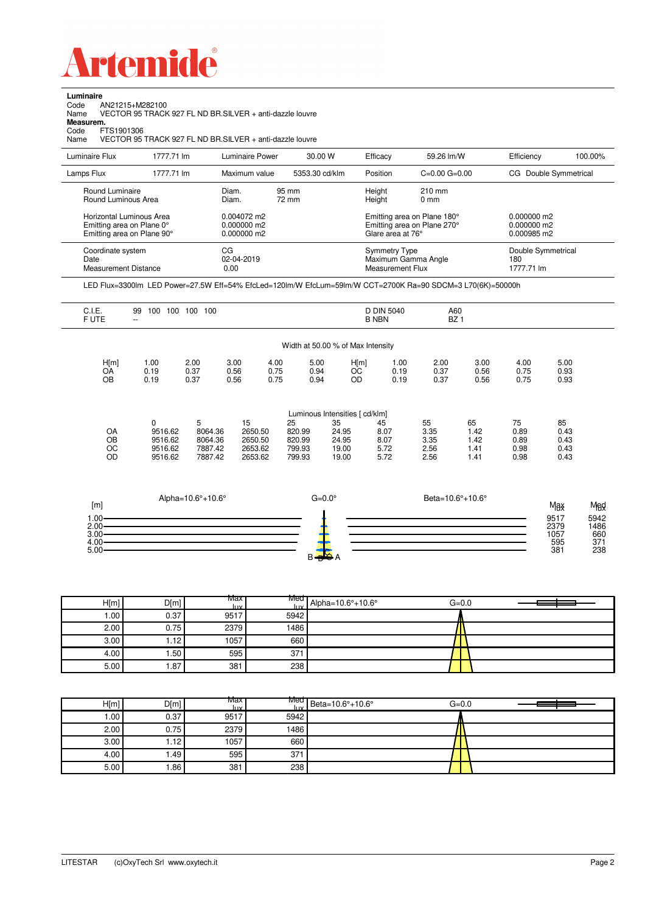# Artemide

**Luminaire**
Code AN21215+M282100
Name VECTOR 95 TRACK 927 FL ND BR.SILVER + anti-dazzle louvre
**Measurem.**
Code FTS1901306
Name VECTOR 95 TRACK 927 FL ND BR.SILVER + anti-dazzle louvre

| | | | | | | | |
|---|---|---|---|---|---|---|---|
| Luminaire Flux | 1777.71 lm | Luminaire Power | 30.00 W | Efficacy | 59.26 lm/W | Efficiency | 100.00% |
| Lamps Flux | 1777.71 lm | Maximum value | 5353.30 cd/klm | Position | C=0.00 G=0.00 | CG Double Symmetrical | |

| | | | | | |
|---|---|---|---|---|---|
| Round Luminaire | Diam. | 95 mm | Height | 210 mm | |
| Round Luminous Area | Diam. | 72 mm | Height | 0 mm | |
| Horizontal Luminous Area | 0.004072 m2 | | Emitting area on Plane 180° | | 0.000000 m2 |
| Emitting area on Plane 0° | 0.000000 m2 | | Emitting area on Plane 270° | | 0.000000 m2 |
| Emitting area on Plane 90° | 0.000000 m2 | | Glare area at 76° | | 0.000985 m2 |
| Coordinate system | CG | | Symmetry Type | | Double Symmetrical |
| Date | 02-04-2019 | | Maximum Gamma Angle | | 180 |
| Measurement Distance | 0.00 | | Measurement Flux | | 1777.71 lm |

LED Flux=3300lm LED Power=27.5W Eff=54% EfcLed=120lm/W EfcLum=59lm/W CCT=2700K Ra=90 SDCM=3 L70(6K)=50000h

| | | | |
|---|---|---|---|
| C.I.E. | 99 100 100 100 100 | D DIN 5040 | A60 |
| F UTE | -- | B NBN | BZ 1 |

Width at 50.00 % of Max Intensity

| H[m] | 1.00 | 2.00 | 3.00 | 4.00 | 5.00 | H[m] | 1.00 | 2.00 | 3.00 | 4.00 | 5.00 |
|---|---|---|---|---|---|---|---|---|---|---|---|
| OA | 0.19 | 0.37 | 0.56 | 0.75 | 0.94 | OC | 0.19 | 0.37 | 0.56 | 0.75 | 0.93 |
| OB | 0.19 | 0.37 | 0.56 | 0.75 | 0.94 | OD | 0.19 | 0.37 | 0.56 | 0.75 | 0.93 |

Luminous Intensities [ cd/klm]

| | 0 | 5 | 15 | 25 | 35 | 45 | 55 | 65 | 75 | 85 |
|---|---|---|---|---|---|---|---|---|---|---|
| OA | 9516.62 | 8064.36 | 2650.50 | 820.99 | 24.95 | 8.07 | 3.35 | 1.42 | 0.89 | 0.43 |
| OB | 9516.62 | 8064.36 | 2650.50 | 820.99 | 24.95 | 8.07 | 3.35 | 1.42 | 0.89 | 0.43 |
| OC | 9516.62 | 7887.42 | 2653.62 | 799.93 | 19.00 | 5.72 | 2.56 | 1.41 | 0.98 | 0.43 |
| OD | 9516.62 | 7887.42 | 2653.62 | 799.93 | 19.00 | 5.72 | 2.56 | 1.41 | 0.98 | 0.43 |

Alpha=10.6°+10.6°
G=0.0°
Beta=10.6°+10.6°
[m]
1.00
2.00
3.00
4.00
5.00
B D C A
Max lux
9517
2379
1057
595
381
Med lux
5942
1486
660
371
238

| H[m] | D[m] | Max lux | Med lux | Alpha=10.6°+10.6° | G=0.0 |
|---|---|---|---|---|---|
| 1.00 | 0.37 | 9517 | 5942 | | |
| 2.00 | 0.75 | 2379 | 1486 | | |
| 3.00 | 1.12 | 1057 | 660 | | |
| 4.00 | 1.50 | 595 | 371 | | |
| 5.00 | 1.87 | 381 | 238 | | |

| H[m] | D[m] | Max lux | Med lux | Beta=10.6°+10.6° | G=0.0 |
|---|---|---|---|---|---|
| 1.00 | 0.37 | 9517 | 5942 | | |
| 2.00 | 0.75 | 2379 | 1486 | | |
| 3.00 | 1.12 | 1057 | 660 | | |
| 4.00 | 1.49 | 595 | 371 | | |
| 5.00 | 1.86 | 381 | 238 | | |

LITESTAR (c)OxyTech Srl www.oxytech.it